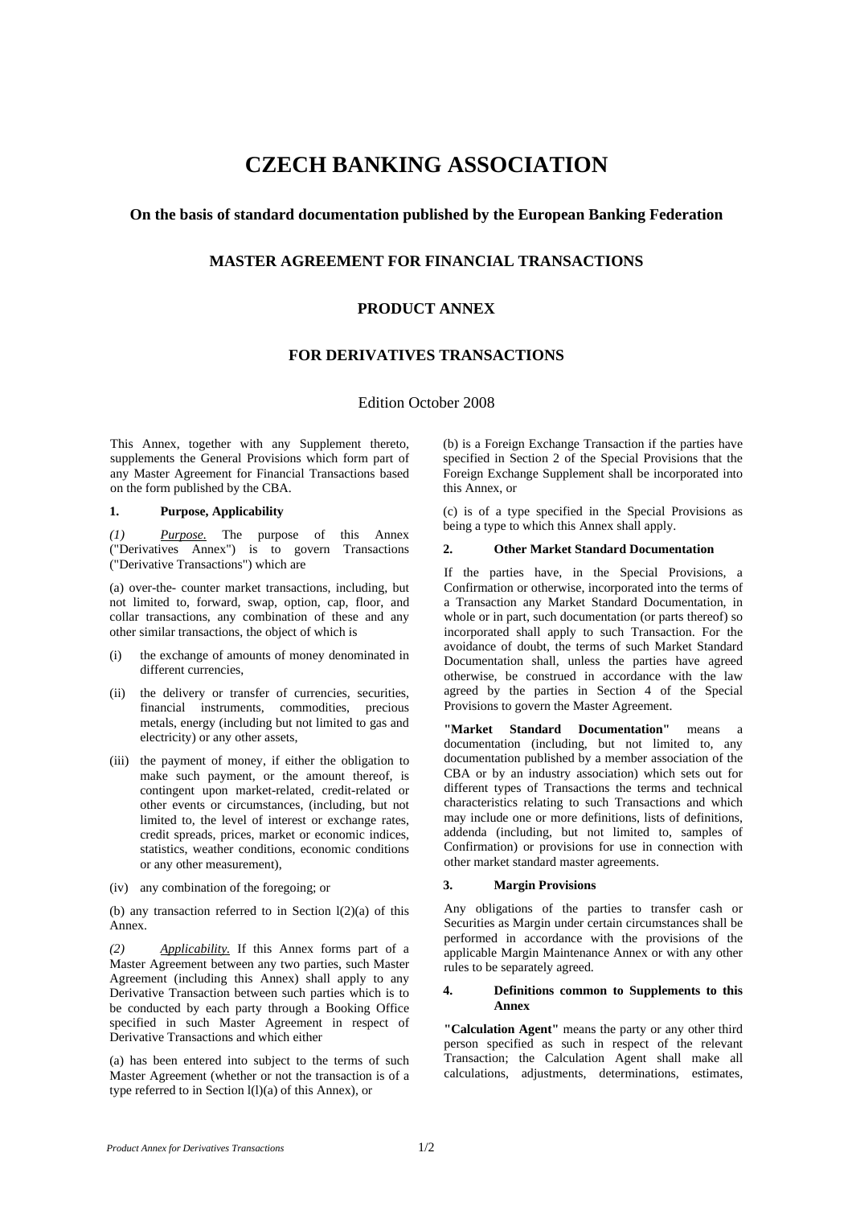# CZECH BANKING ASSOCIATION

### On the basis of standard documentation published by the European Banking Federation

### MASTER AGREEMENT FOR FINANCIAL TRANSACTIONS

### PRODUCT ANNEX

### FOR DERIVATIVES TRANSACTIONS

Edition October 2008

This Annex, together with any Supplement thereto, supplements the General Provisions which form part of any Master Agreement for Financial Transactions based on the form published by the CBA.

**1. Purpose, Applicability**

*(1) Purpose.* The purpose of this Annex ("Derivatives Annex") is to govern Transactions ("Derivative Transactions") which are

(a) over-the- counter market transactions, including, but not limited to, forward, swap, option, cap, floor, and collar transactions, any combination of these and any other similar transactions, the object of which is

(i) the exchange of amounts of money denominated in different currencies,

(ii) the delivery or transfer of currencies, securities, financial instruments, commodities, precious metals, energy (including but not limited to gas and electricity) or any other assets,

(iii) the payment of money, if either the obligation to make such payment, or the amount thereof, is contingent upon market-related, credit-related or other events or circumstances, (including, but not limited to, the level of interest or exchange rates, credit spreads, prices, market or economic indices, statistics, weather conditions, economic conditions or any other measurement),

(iv) any combination of the foregoing; or

(b) any transaction referred to in Section l(2)(a) of this Annex.

*(2) Applicability.* If this Annex forms part of a Master Agreement between any two parties, such Master Agreement (including this Annex) shall apply to any Derivative Transaction between such parties which is to be conducted by each party through a Booking Office specified in such Master Agreement in respect of Derivative Transactions and which either

(a) has been entered into subject to the terms of such Master Agreement (whether or not the transaction is of a type referred to in Section l(l)(a) of this Annex), or

(b) is a Foreign Exchange Transaction if the parties have specified in Section 2 of the Special Provisions that the Foreign Exchange Supplement shall be incorporated into this Annex, or

(c) is of a type specified in the Special Provisions as being a type to which this Annex shall apply.

**2. Other Market Standard Documentation**

If the parties have, in the Special Provisions, a Confirmation or otherwise, incorporated into the terms of a Transaction any Market Standard Documentation, in whole or in part, such documentation (or parts thereof) so incorporated shall apply to such Transaction. For the avoidance of doubt, the terms of such Market Standard Documentation shall, unless the parties have agreed otherwise, be construed in accordance with the law agreed by the parties in Section 4 of the Special Provisions to govern the Master Agreement.

**"Market Standard Documentation"** means a documentation (including, but not limited to, any documentation published by a member association of the CBA or by an industry association) which sets out for different types of Transactions the terms and technical characteristics relating to such Transactions and which may include one or more definitions, lists of definitions, addenda (including, but not limited to, samples of Confirmation) or provisions for use in connection with other market standard master agreements.

**3. Margin Provisions**

Any obligations of the parties to transfer cash or Securities as Margin under certain circumstances shall be performed in accordance with the provisions of the applicable Margin Maintenance Annex or with any other rules to be separately agreed.

**4. Definitions common to Supplements to this Annex**

**"Calculation Agent"** means the party or any other third person specified as such in respect of the relevant Transaction; the Calculation Agent shall make all calculations, adjustments, determinations, estimates,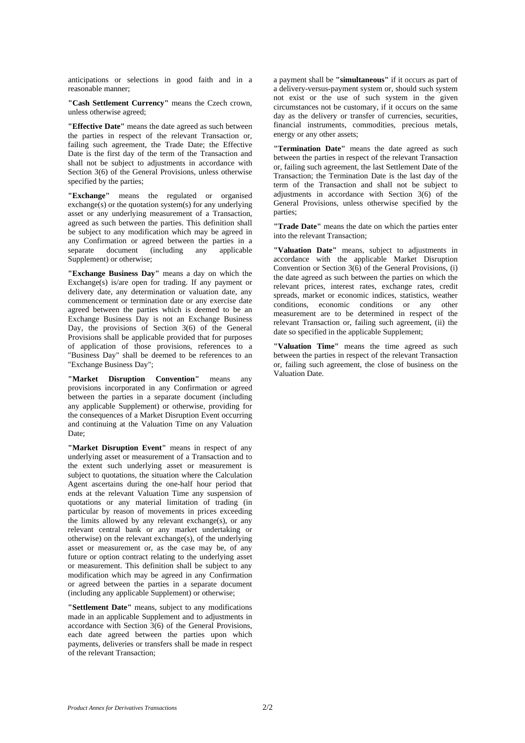anticipations or selections in good faith and in a reasonable manner;

**"Cash Settlement Currency"** means the Czech crown, unless otherwise agreed;

**"Effective Date"** means the date agreed as such between the parties in respect of the relevant Transaction or, failing such agreement, the Trade Date; the Effective Date is the first day of the term of the Transaction and shall not be subject to adjustments in accordance with Section 3(6) of the General Provisions, unless otherwise specified by the parties;

**"Exchange"** means the regulated or organised exchange(s) or the quotation system(s) for any underlying asset or any underlying measurement of a Transaction, agreed as such between the parties. This definition shall be subject to any modification which may be agreed in any Confirmation or agreed between the parties in a separate document (including any applicable Supplement) or otherwise;

**"Exchange Business Day"** means a day on which the Exchange(s) is/are open for trading. If any payment or delivery date, any determination or valuation date, any commencement or termination date or any exercise date agreed between the parties which is deemed to be an Exchange Business Day is not an Exchange Business Day, the provisions of Section 3(6) of the General Provisions shall be applicable provided that for purposes of application of those provisions, references to a "Business Day" shall be deemed to be references to an "Exchange Business Day";

**"Market Disruption Convention"** means any provisions incorporated in any Confirmation or agreed between the parties in a separate document (including any applicable Supplement) or otherwise, providing for the consequences of a Market Disruption Event occurring and continuing at the Valuation Time on any Valuation Date;

**"Market Disruption Event"** means in respect of any underlying asset or measurement of a Transaction and to the extent such underlying asset or measurement is subject to quotations, the situation where the Calculation Agent ascertains during the one-half hour period that ends at the relevant Valuation Time any suspension of quotations or any material limitation of trading (in particular by reason of movements in prices exceeding the limits allowed by any relevant exchange(s), or any relevant central bank or any market undertaking or otherwise) on the relevant exchange(s), of the underlying asset or measurement or, as the case may be, of any future or option contract relating to the underlying asset or measurement. This definition shall be subject to any modification which may be agreed in any Confirmation or agreed between the parties in a separate document (including any applicable Supplement) or otherwise;

**"Settlement Date"** means, subject to any modifications made in an applicable Supplement and to adjustments in accordance with Section 3(6) of the General Provisions, each date agreed between the parties upon which payments, deliveries or transfers shall be made in respect of the relevant Transaction;

a payment shall be **"simultaneous"** if it occurs as part of a delivery-versus-payment system or, should such system not exist or the use of such system in the given circumstances not be customary, if it occurs on the same day as the delivery or transfer of currencies, securities, financial instruments, commodities, precious metals, energy or any other assets;

**"Termination Date"** means the date agreed as such between the parties in respect of the relevant Transaction or, failing such agreement, the last Settlement Date of the Transaction; the Termination Date is the last day of the term of the Transaction and shall not be subject to adjustments in accordance with Section 3(6) of the General Provisions, unless otherwise specified by the parties;

**"Trade Date"** means the date on which the parties enter into the relevant Transaction;

**"Valuation Date"** means, subject to adjustments in accordance with the applicable Market Disruption Convention or Section 3(6) of the General Provisions, (i) the date agreed as such between the parties on which the relevant prices, interest rates, exchange rates, credit spreads, market or economic indices, statistics, weather conditions, economic conditions or any other measurement are to be determined in respect of the relevant Transaction or, failing such agreement, (ii) the date so specified in the applicable Supplement;

**"Valuation Time"** means the time agreed as such between the parties in respect of the relevant Transaction or, failing such agreement, the close of business on the Valuation Date.